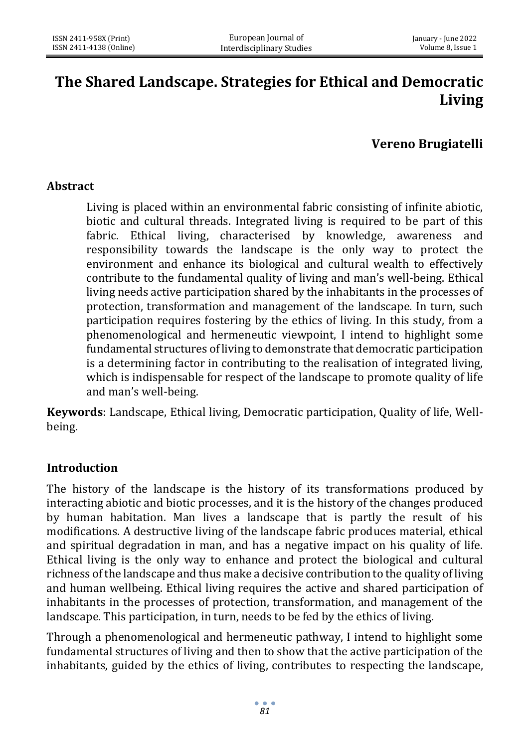# The Shared Landscape. Strategies for Ethical and Democratic Living

**Vereno Brugiatelli**

## Abstract

Living is placed within an environmental fabric consisting of infinite abiotic, biotic and cultural threads. Integrated living is required to be part of this fabric. Ethical living, characterised by knowledge, awareness and responsibility towards the landscape is the only way to protect the environment and enhance its biological and cultural wealth to effectively contribute to the fundamental quality of living and man's well-being. Ethical living needs active participation shared by the inhabitants in the processes of protection, transformation and management of the landscape. In turn, such participation requires fostering by the ethics of living. In this study, from a phenomenological and hermeneutic viewpoint, I intend to highlight some fundamental structures of living to demonstrate that democratic participation is a determining factor in contributing to the realisation of integrated living, which is indispensable for respect of the landscape to promote quality of life and man's well-being.

**Keywords**: Landscape, Ethical living, Democratic participation, Quality of life, Well-being.

## Introduction

The history of the landscape is the history of its transformations produced by interacting abiotic and biotic processes, and it is the history of the changes produced by human habitation. Man lives a landscape that is partly the result of his modifications. A destructive living of the landscape fabric produces material, ethical and spiritual degradation in man, and has a negative impact on his quality of life. Ethical living is the only way to enhance and protect the biological and cultural richness of the landscape and thus make a decisive contribution to the quality of living and human wellbeing. Ethical living requires the active and shared participation of inhabitants in the processes of protection, transformation, and management of the landscape. This participation, in turn, needs to be fed by the ethics of living.

Through a phenomenological and hermeneutic pathway, I intend to highlight some fundamental structures of living and then to show that the active participation of the inhabitants, guided by the ethics of living, contributes to respecting the landscape,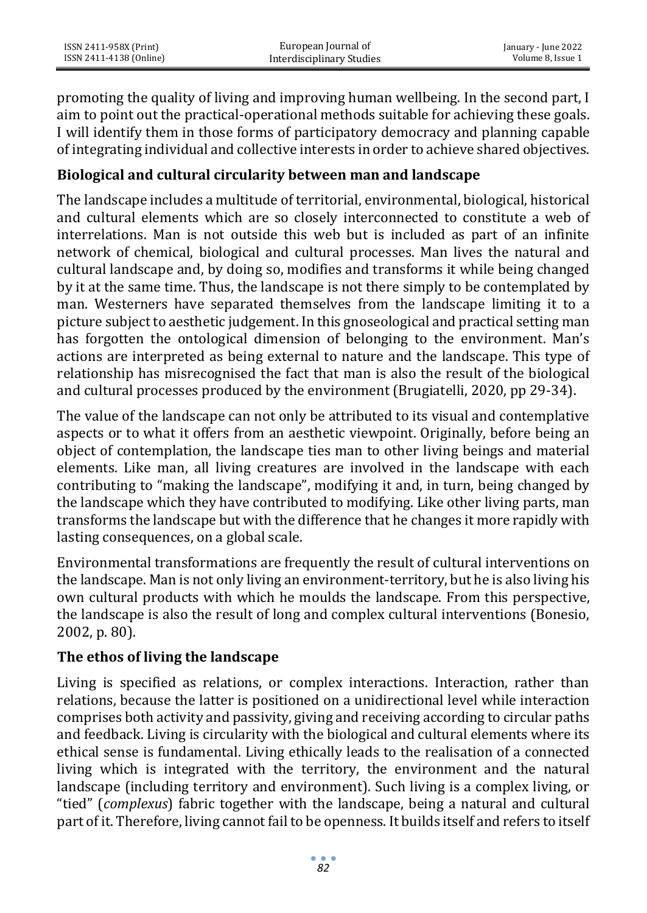promoting the quality of living and improving human wellbeing. In the second part, I aim to point out the practical-operational methods suitable for achieving these goals. I will identify them in those forms of participatory democracy and planning capable of integrating individual and collective interests in order to achieve shared objectives.

## Biological and cultural circularity between man and landscape

The landscape includes a multitude of territorial, environmental, biological, historical and cultural elements which are so closely interconnected to constitute a web of interrelations. Man is not outside this web but is included as part of an infinite network of chemical, biological and cultural processes. Man lives the natural and cultural landscape and, by doing so, modifies and transforms it while being changed by it at the same time. Thus, the landscape is not there simply to be contemplated by man. Westerners have separated themselves from the landscape limiting it to a picture subject to aesthetic judgement. In this gnoseological and practical setting man has forgotten the ontological dimension of belonging to the environment. Man's actions are interpreted as being external to nature and the landscape. This type of relationship has misrecognised the fact that man is also the result of the biological and cultural processes produced by the environment (Brugiatelli, 2020, pp 29-34).

The value of the landscape can not only be attributed to its visual and contemplative aspects or to what it offers from an aesthetic viewpoint. Originally, before being an object of contemplation, the landscape ties man to other living beings and material elements. Like man, all living creatures are involved in the landscape with each contributing to "making the landscape", modifying it and, in turn, being changed by the landscape which they have contributed to modifying. Like other living parts, man transforms the landscape but with the difference that he changes it more rapidly with lasting consequences, on a global scale.

Environmental transformations are frequently the result of cultural interventions on the landscape. Man is not only living an environment-territory, but he is also living his own cultural products with which he moulds the landscape. From this perspective, the landscape is also the result of long and complex cultural interventions (Bonesio, 2002, p. 80).

## The ethos of living the landscape

Living is specified as relations, or complex interactions. Interaction, rather than relations, because the latter is positioned on a unidirectional level while interaction comprises both activity and passivity, giving and receiving according to circular paths and feedback. Living is circularity with the biological and cultural elements where its ethical sense is fundamental. Living ethically leads to the realisation of a connected living which is integrated with the territory, the environment and the natural landscape (including territory and environment). Such living is a complex living, or "tied" (*complexus*) fabric together with the landscape, being a natural and cultural part of it. Therefore, living cannot fail to be openness. It builds itself and refers to itself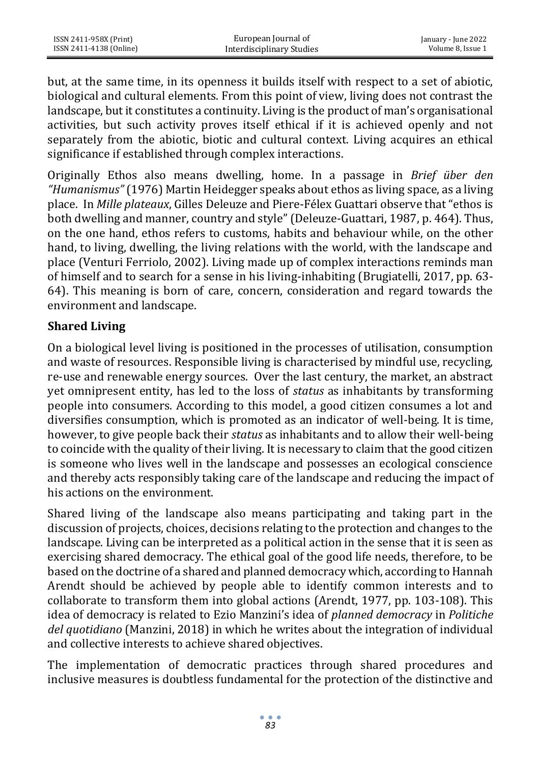but, at the same time, in its openness it builds itself with respect to a set of abiotic, biological and cultural elements. From this point of view, living does not contrast the landscape, but it constitutes a continuity. Living is the product of man's organisational activities, but such activity proves itself ethical if it is achieved openly and not separately from the abiotic, biotic and cultural context. Living acquires an ethical significance if established through complex interactions.

Originally Ethos also means dwelling, home. In a passage in *Brief über den "Humanismus"* (1976) Martin Heidegger speaks about ethos as living space, as a living place. In *Mille plateaux*, Gilles Deleuze and Piere-Félex Guattari observe that "ethos is both dwelling and manner, country and style" (Deleuze-Guattari, 1987, p. 464). Thus, on the one hand, ethos refers to customs, habits and behaviour while, on the other hand, to living, dwelling, the living relations with the world, with the landscape and place (Venturi Ferriolo, 2002). Living made up of complex interactions reminds man of himself and to search for a sense in his living-inhabiting (Brugiatelli, 2017, pp. 63-64). This meaning is born of care, concern, consideration and regard towards the environment and landscape.

## Shared Living

On a biological level living is positioned in the processes of utilisation, consumption and waste of resources. Responsible living is characterised by mindful use, recycling, re-use and renewable energy sources. Over the last century, the market, an abstract yet omnipresent entity, has led to the loss of *status* as inhabitants by transforming people into consumers. According to this model, a good citizen consumes a lot and diversifies consumption, which is promoted as an indicator of well-being. It is time, however, to give people back their *status* as inhabitants and to allow their well-being to coincide with the quality of their living. It is necessary to claim that the good citizen is someone who lives well in the landscape and possesses an ecological conscience and thereby acts responsibly taking care of the landscape and reducing the impact of his actions on the environment.

Shared living of the landscape also means participating and taking part in the discussion of projects, choices, decisions relating to the protection and changes to the landscape. Living can be interpreted as a political action in the sense that it is seen as exercising shared democracy. The ethical goal of the good life needs, therefore, to be based on the doctrine of a shared and planned democracy which, according to Hannah Arendt should be achieved by people able to identify common interests and to collaborate to transform them into global actions (Arendt, 1977, pp. 103-108). This idea of democracy is related to Ezio Manzini's idea of *planned democracy* in *Politiche del quotidiano* (Manzini, 2018) in which he writes about the integration of individual and collective interests to achieve shared objectives.

The implementation of democratic practices through shared procedures and inclusive measures is doubtless fundamental for the protection of the distinctive and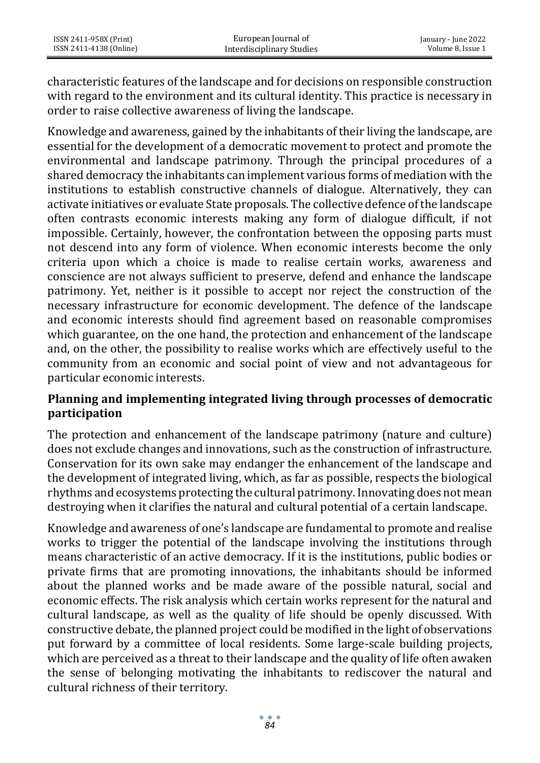characteristic features of the landscape and for decisions on responsible construction with regard to the environment and its cultural identity. This practice is necessary in order to raise collective awareness of living the landscape.

Knowledge and awareness, gained by the inhabitants of their living the landscape, are essential for the development of a democratic movement to protect and promote the environmental and landscape patrimony. Through the principal procedures of a shared democracy the inhabitants can implement various forms of mediation with the institutions to establish constructive channels of dialogue. Alternatively, they can activate initiatives or evaluate State proposals. The collective defence of the landscape often contrasts economic interests making any form of dialogue difficult, if not impossible. Certainly, however, the confrontation between the opposing parts must not descend into any form of violence. When economic interests become the only criteria upon which a choice is made to realise certain works, awareness and conscience are not always sufficient to preserve, defend and enhance the landscape patrimony. Yet, neither is it possible to accept nor reject the construction of the necessary infrastructure for economic development. The defence of the landscape and economic interests should find agreement based on reasonable compromises which guarantee, on the one hand, the protection and enhancement of the landscape and, on the other, the possibility to realise works which are effectively useful to the community from an economic and social point of view and not advantageous for particular economic interests.

## Planning and implementing integrated living through processes of democratic participation

The protection and enhancement of the landscape patrimony (nature and culture) does not exclude changes and innovations, such as the construction of infrastructure. Conservation for its own sake may endanger the enhancement of the landscape and the development of integrated living, which, as far as possible, respects the biological rhythms and ecosystems protecting the cultural patrimony. Innovating does not mean destroying when it clarifies the natural and cultural potential of a certain landscape.

Knowledge and awareness of one's landscape are fundamental to promote and realise works to trigger the potential of the landscape involving the institutions through means characteristic of an active democracy. If it is the institutions, public bodies or private firms that are promoting innovations, the inhabitants should be informed about the planned works and be made aware of the possible natural, social and economic effects. The risk analysis which certain works represent for the natural and cultural landscape, as well as the quality of life should be openly discussed. With constructive debate, the planned project could be modified in the light of observations put forward by a committee of local residents. Some large-scale building projects, which are perceived as a threat to their landscape and the quality of life often awaken the sense of belonging motivating the inhabitants to rediscover the natural and cultural richness of their territory.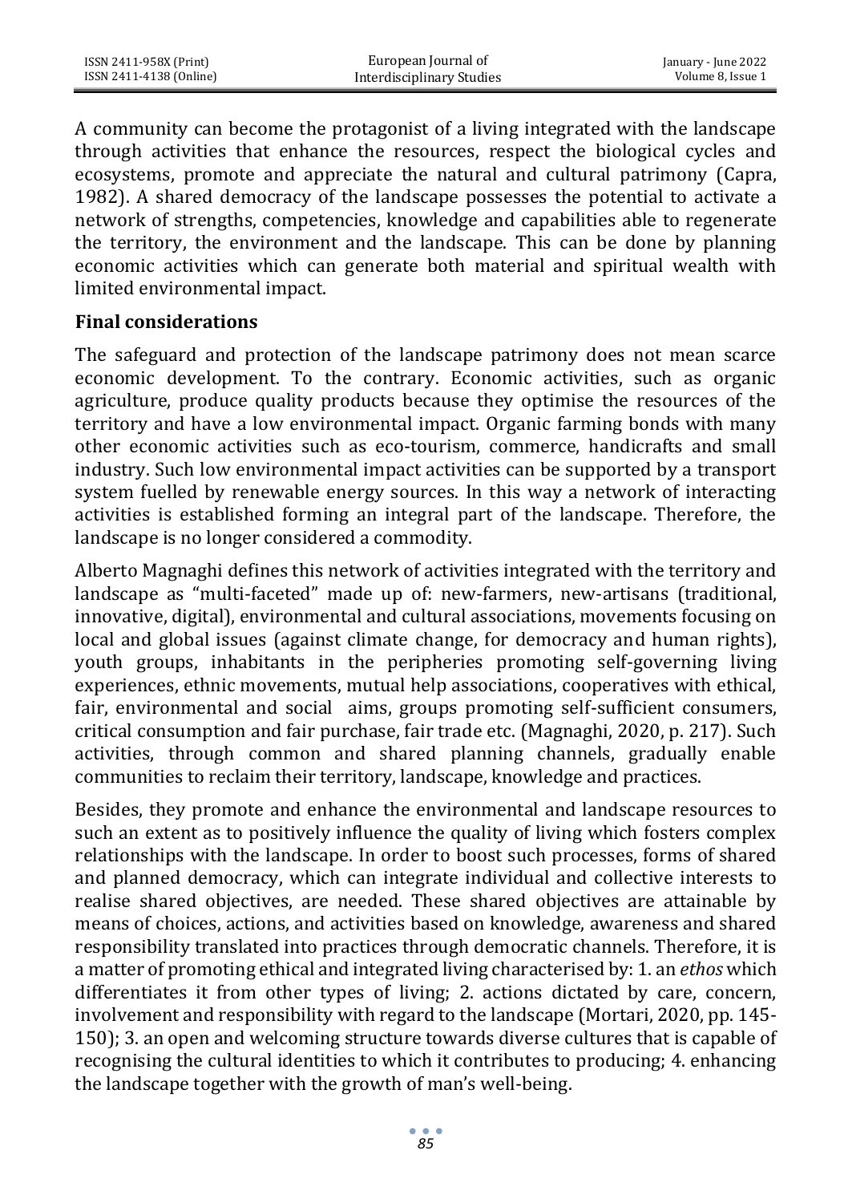A community can become the protagonist of a living integrated with the landscape through activities that enhance the resources, respect the biological cycles and ecosystems, promote and appreciate the natural and cultural patrimony (Capra, 1982). A shared democracy of the landscape possesses the potential to activate a network of strengths, competencies, knowledge and capabilities able to regenerate the territory, the environment and the landscape. This can be done by planning economic activities which can generate both material and spiritual wealth with limited environmental impact.

## Final considerations

The safeguard and protection of the landscape patrimony does not mean scarce economic development. To the contrary. Economic activities, such as organic agriculture, produce quality products because they optimise the resources of the territory and have a low environmental impact. Organic farming bonds with many other economic activities such as eco-tourism, commerce, handicrafts and small industry. Such low environmental impact activities can be supported by a transport system fuelled by renewable energy sources. In this way a network of interacting activities is established forming an integral part of the landscape. Therefore, the landscape is no longer considered a commodity.

Alberto Magnaghi defines this network of activities integrated with the territory and landscape as "multi-faceted" made up of: new-farmers, new-artisans (traditional, innovative, digital), environmental and cultural associations, movements focusing on local and global issues (against climate change, for democracy and human rights), youth groups, inhabitants in the peripheries promoting self-governing living experiences, ethnic movements, mutual help associations, cooperatives with ethical, fair, environmental and social aims, groups promoting self-sufficient consumers, critical consumption and fair purchase, fair trade etc. (Magnaghi, 2020, p. 217). Such activities, through common and shared planning channels, gradually enable communities to reclaim their territory, landscape, knowledge and practices.

Besides, they promote and enhance the environmental and landscape resources to such an extent as to positively influence the quality of living which fosters complex relationships with the landscape. In order to boost such processes, forms of shared and planned democracy, which can integrate individual and collective interests to realise shared objectives, are needed. These shared objectives are attainable by means of choices, actions, and activities based on knowledge, awareness and shared responsibility translated into practices through democratic channels. Therefore, it is a matter of promoting ethical and integrated living characterised by: 1. an *ethos* which differentiates it from other types of living; 2. actions dictated by care, concern, involvement and responsibility with regard to the landscape (Mortari, 2020, pp. 145-150); 3. an open and welcoming structure towards diverse cultures that is capable of recognising the cultural identities to which it contributes to producing; 4. enhancing the landscape together with the growth of man's well-being.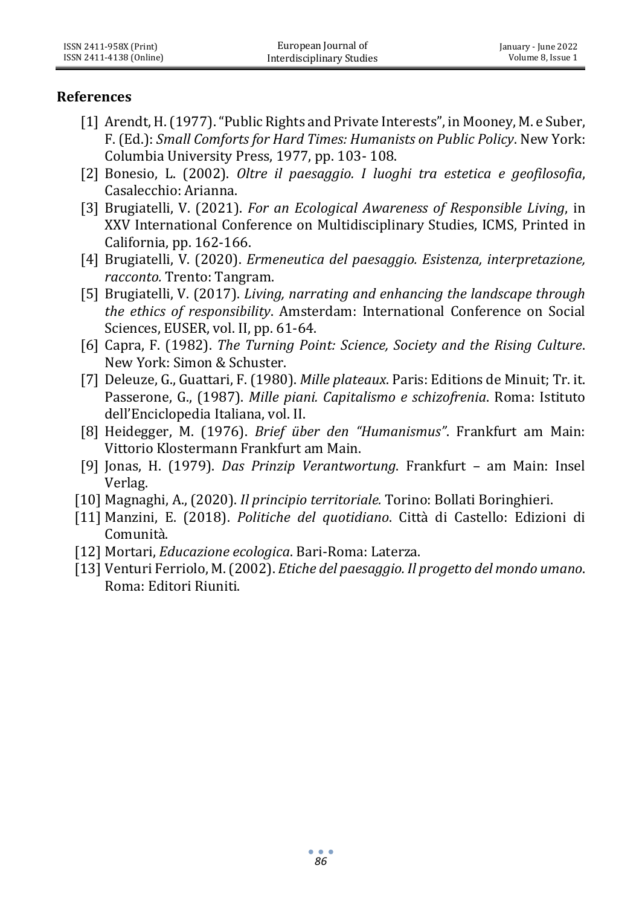## References

[1] Arendt, H. (1977). "Public Rights and Private Interests", in Mooney, M. e Suber, F. (Ed.): *Small Comforts for Hard Times: Humanists on Public Policy*. New York: Columbia University Press, 1977, pp. 103- 108.

[2] Bonesio, L. (2002). *Oltre il paesaggio. I luoghi tra estetica e geofilosofia*, Casalecchio: Arianna.

[3] Brugiatelli, V. (2021). *For an Ecological Awareness of Responsible Living*, in XXV International Conference on Multidisciplinary Studies, ICMS, Printed in California, pp. 162-166.

[4] Brugiatelli, V. (2020). *Ermeneutica del paesaggio. Esistenza, interpretazione, racconto.* Trento: Tangram.

[5] Brugiatelli, V. (2017). *Living, narrating and enhancing the landscape through the ethics of responsibility*. Amsterdam: International Conference on Social Sciences, EUSER, vol. II, pp. 61-64.

[6] Capra, F. (1982). *The Turning Point: Science, Society and the Rising Culture*. New York: Simon & Schuster.

[7] Deleuze, G., Guattari, F. (1980). *Mille plateaux*. Paris: Editions de Minuit; Tr. it. Passerone, G., (1987). *Mille piani. Capitalismo e schizofrenia*. Roma: Istituto dell'Enciclopedia Italiana, vol. II.

[8] Heidegger, M. (1976). *Brief über den "Humanismus"*. Frankfurt am Main: Vittorio Klostermann Frankfurt am Main.

[9] Jonas, H. (1979). *Das Prinzip Verantwortung*. Frankfurt – am Main: Insel Verlag.

[10] Magnaghi, A., (2020). *Il principio territoriale.* Torino: Bollati Boringhieri.

[11] Manzini, E. (2018). *Politiche del quotidiano*. Città di Castello: Edizioni di Comunità.

[12] Mortari, *Educazione ecologica*. Bari-Roma: Laterza.

[13] Venturi Ferriolo, M. (2002). *Etiche del paesaggio. Il progetto del mondo umano*. Roma: Editori Riuniti.